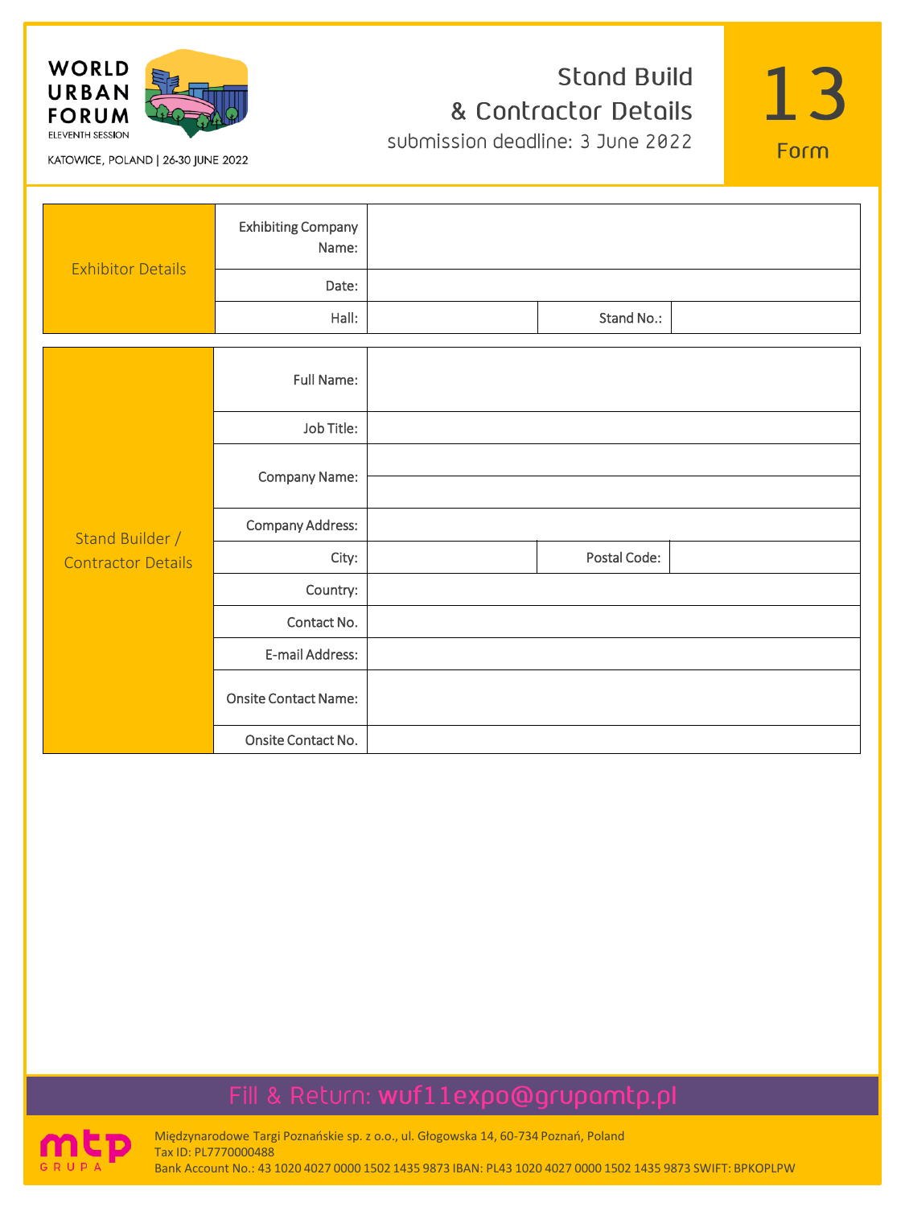WORLD URBAN FORUM
ELEVENTH SESSION

KATOWICE, POLAND | 26-30 JUNE 2022

# Stand Build & Contractor Details

submission deadline: 3 June 2022

**13 Form**

| Exhibitor Details | | | | |
|---|---|---|---|---|
| | Exhibiting Company Name: | | | |
| | Date: | | | |
| | Hall: | | Stand No.: | |

| Stand Builder / Contractor Details | | | | |
|---|---|---|---|---|
| | Full Name: | | | |
| | Job Title: | | | |
| | Company Name: | | | |
| | Company Address: | | | |
| | City: | | Postal Code: | |
| | Country: | | | |
| | Contact No. | | | |
| | E-mail Address: | | | |
| | Onsite Contact Name: | | | |
| | Onsite Contact No. | | | |

Fill & Return: wuf11expo@grupamtp.pl

mtp GRUPA

Międzynarodowe Targi Poznańskie sp. z o.o., ul. Głogowska 14, 60-734 Poznań, Poland
Tax ID: PL7770000488
Bank Account No.: 43 1020 4027 0000 1502 1435 9873 IBAN: PL43 1020 4027 0000 1502 1435 9873 SWIFT: BPKOPLPW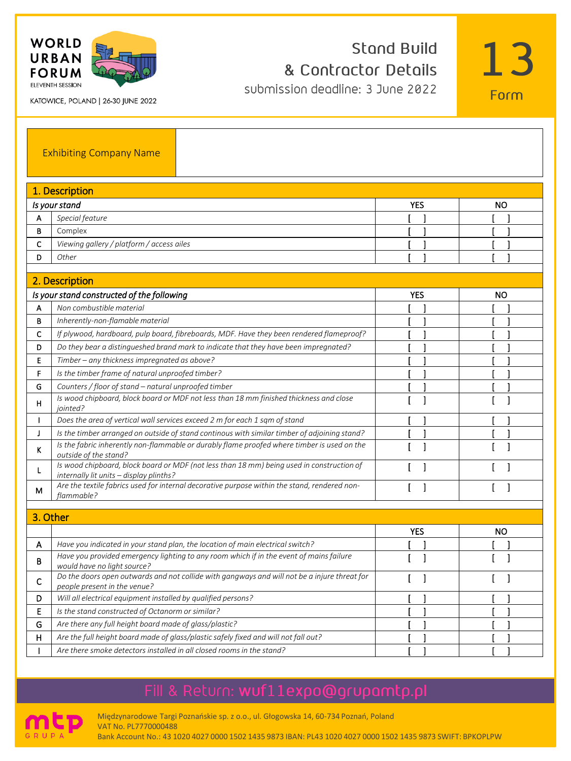WORLD URBAN FORUM
ELEVENTH SESSION

KATOWICE, POLAND | 26-30 JUNE 2022

# Stand Build & Contractor Details

submission deadline: 3 June 2022

**13**
**Form**

| Exhibiting Company Name | |
|---|---|

## 1. Description

| | *Is your stand* | YES | NO |
|---|---|---|---|
| A | *Special feature* | [ ] | [ ] |
| B | Complex | [ ] | [ ] |
| C | *Viewing gallery / platform / access ailes* | [ ] | [ ] |
| D | *Other* | [ ] | [ ] |

## 2. Description

| | *Is your stand constructed of the following* | YES | NO |
|---|---|---|---|
| A | *Non combustible material* | [ ] | [ ] |
| B | *Inherently-non-flamable material* | [ ] | [ ] |
| C | *If plywood, hardboard, pulp board, fibreboards, MDF. Have they been rendered flameproof?* | [ ] | [ ] |
| D | *Do they bear a distingueshed brand mark to indicate that they have been impregnated?* | [ ] | [ ] |
| E | *Timber – any thickness impregnated as above?* | [ ] | [ ] |
| F | *Is the timber frame of natural unproofed timber?* | [ ] | [ ] |
| G | *Counters / floor of stand – natural unproofed timber* | [ ] | [ ] |
| H | *Is wood chipboard, block board or MDF not less than 18 mm finished thickness and close jointed?* | [ ] | [ ] |
| I | *Does the area of vertical wall services exceed 2 m for each 1 sqm of stand* | [ ] | [ ] |
| J | *Is the timber arranged on outside of stand continous with similar timber of adjoining stand?* | [ ] | [ ] |
| K | *Is the fabric inherently non-flammable or durably flame proofed where timber is used on the outside of the stand?* | [ ] | [ ] |
| L | *Is wood chipboard, block board or MDF (not less than 18 mm) being used in construction of internally lit units – display plinths?* | [ ] | [ ] |
| M | *Are the textile fabrics used for internal decorative purpose within the stand, rendered non-flammable?* | [ ] | [ ] |

## 3. Other

| | | YES | NO |
|---|---|---|---|
| A | *Have you indicated in your stand plan, the location of main electrical switch?* | [ ] | [ ] |
| B | *Have you provided emergency lighting to any room which if in the event of mains failure would have no light source?* | [ ] | [ ] |
| C | *Do the doors open outwards and not collide with gangways and will not be a injure threat for people present in the venue?* | [ ] | [ ] |
| D | *Will all electrical equipment installed by qualified persons?* | [ ] | [ ] |
| E | *Is the stand constructed of Octanorm or similar?* | [ ] | [ ] |
| G | *Are there any full height board made of glass/plastic?* | [ ] | [ ] |
| H | *Are the full height board made of glass/plastic safely fixed and will not fall out?* | [ ] | [ ] |
| I | *Are there smoke detectors installed in all closed rooms in the stand?* | [ ] | [ ] |

Fill & Return: wuf11expo@grupamtp.pl

mtp GRUPA

Międzynarodowe Targi Poznańskie sp. z o.o., ul. Głogowska 14, 60-734 Poznań, Poland
VAT No. PL7770000488
Bank Account No.: 43 1020 4027 0000 1502 1435 9873 IBAN: PL43 1020 4027 0000 1502 1435 9873 SWIFT: BPKOPLPW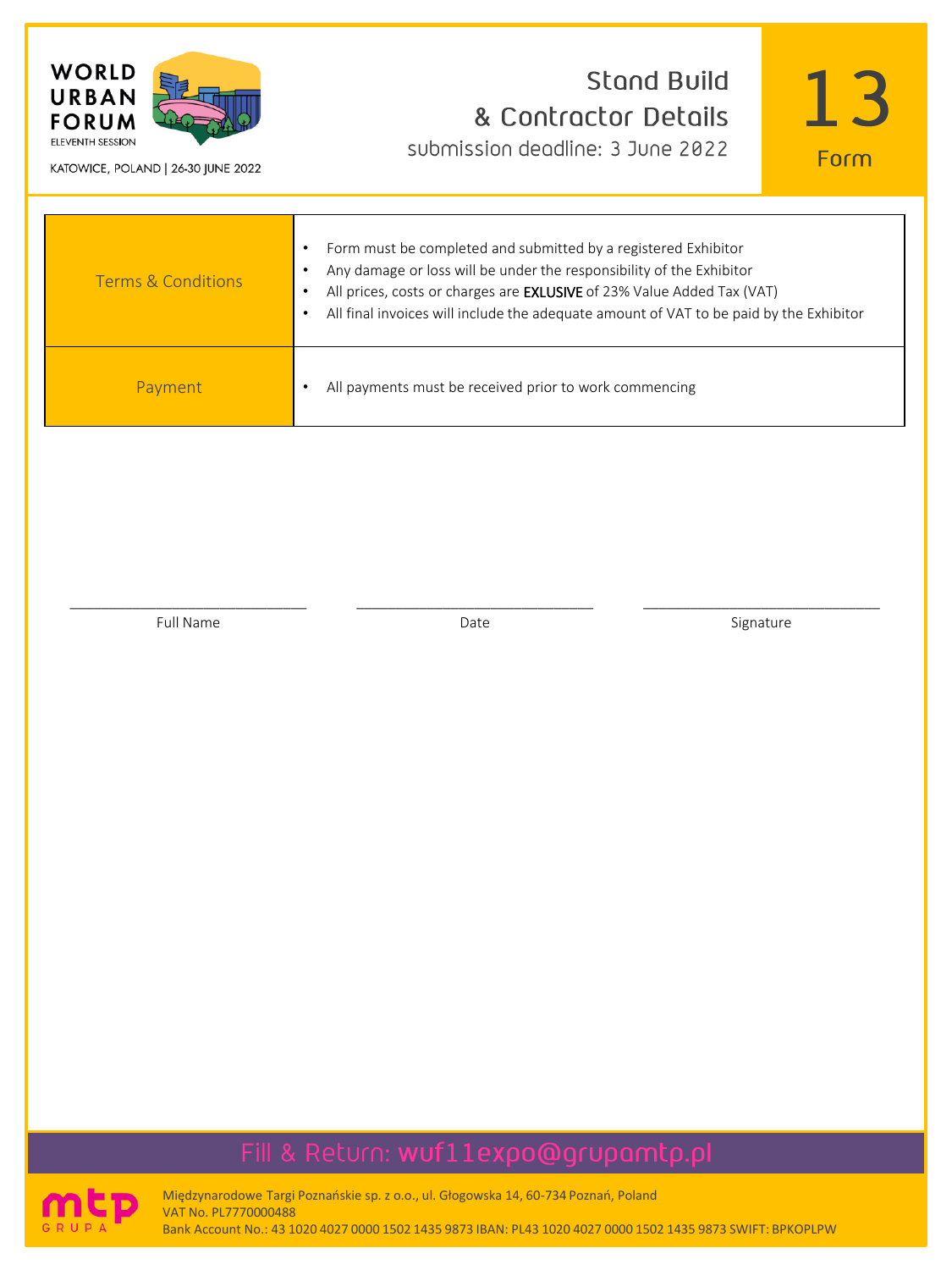WORLD URBAN FORUM
ELEVENTH SESSION

KATOWICE, POLAND | 26-30 JUNE 2022

# Stand Build & Contractor Details

submission deadline: 3 June 2022

13 Form

| | |
|---|---|
| Terms & Conditions | • Form must be completed and submitted by a registered Exhibitor<br>• Any damage or loss will be under the responsibility of the Exhibitor<br>• All prices, costs or charges are **EXLUSIVE** of 23% Value Added Tax (VAT)<br>• All final invoices will include the adequate amount of VAT to be paid by the Exhibitor |
| Payment | • All payments must be received prior to work commencing |

| | | |
|---|---|---|
| ______________________ | ______________________ | ______________________ |
| Full Name | Date | Signature |

Fill & Return: wuf11expo@grupamtp.pl

Międzynarodowe Targi Poznańskie sp. z o.o., ul. Głogowska 14, 60-734 Poznań, Poland
VAT No. PL7770000488
Bank Account No.: 43 1020 4027 0000 1502 1435 9873 IBAN: PL43 1020 4027 0000 1502 1435 9873 SWIFT: BPKOPLPW